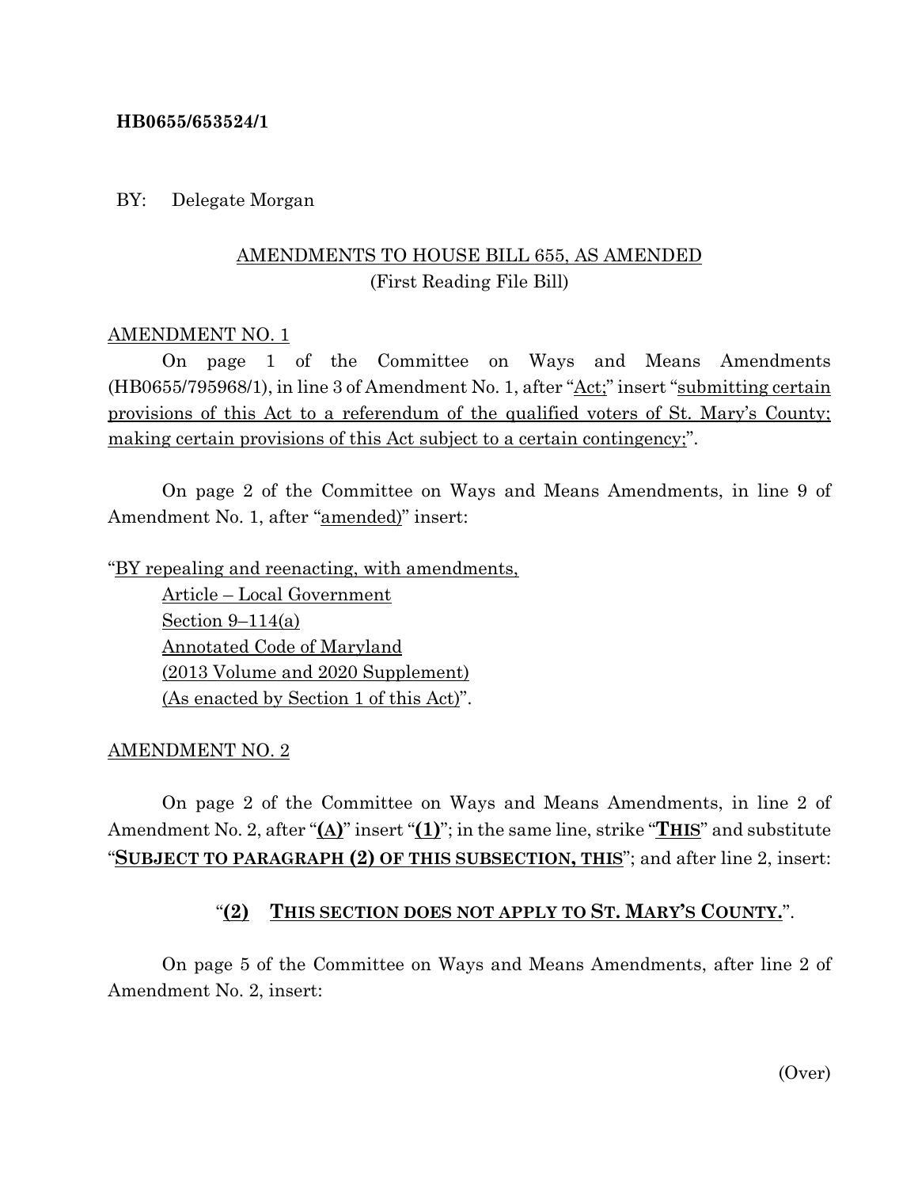**HB0655/653524/1**

BY: Delegate Morgan

AMENDMENTS TO HOUSE BILL 655, AS AMENDED
(First Reading File Bill)

AMENDMENT NO. 1

On page 1 of the Committee on Ways and Means Amendments (HB0655/795968/1), in line 3 of Amendment No. 1, after "Act;" insert "submitting certain provisions of this Act to a referendum of the qualified voters of St. Mary's County; making certain provisions of this Act subject to a certain contingency;".

On page 2 of the Committee on Ways and Means Amendments, in line 9 of Amendment No. 1, after "amended)" insert:

"BY repealing and reenacting, with amendments,
Article – Local Government
Section 9–114(a)
Annotated Code of Maryland
(2013 Volume and 2020 Supplement)
(As enacted by Section 1 of this Act)".

AMENDMENT NO. 2

On page 2 of the Committee on Ways and Means Amendments, in line 2 of Amendment No. 2, after "**(A)**" insert "**(1)**"; in the same line, strike "**THIS**" and substitute "**SUBJECT TO PARAGRAPH (2) OF THIS SUBSECTION, THIS**"; and after line 2, insert:

"**(2) THIS SECTION DOES NOT APPLY TO ST. MARY'S COUNTY.**".

On page 5 of the Committee on Ways and Means Amendments, after line 2 of Amendment No. 2, insert:

(Over)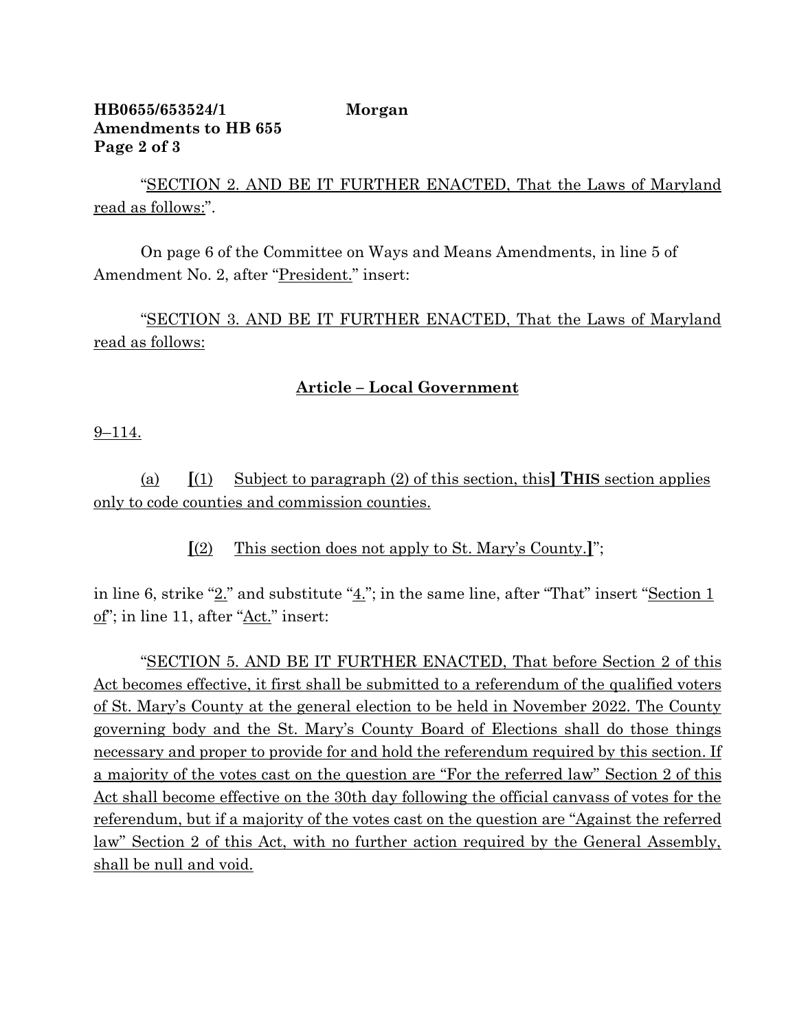"SECTION 2. AND BE IT FURTHER ENACTED, That the Laws of Maryland read as follows:".

On page 6 of the Committee on Ways and Means Amendments, in line 5 of Amendment No. 2, after "President." insert:

"SECTION 3. AND BE IT FURTHER ENACTED, That the Laws of Maryland read as follows:

**Article – Local Government**

9–114.

(a) **[**(1) Subject to paragraph (2) of this section, this**]** **THIS** section applies only to code counties and commission counties.

**[**(2) This section does not apply to St. Mary's County.**]**";

in line 6, strike "2." and substitute "4."; in the same line, after "That" insert "Section 1 of"; in line 11, after "Act." insert:

"SECTION 5. AND BE IT FURTHER ENACTED, That before Section 2 of this Act becomes effective, it first shall be submitted to a referendum of the qualified voters of St. Mary's County at the general election to be held in November 2022. The County governing body and the St. Mary's County Board of Elections shall do those things necessary and proper to provide for and hold the referendum required by this section. If a majority of the votes cast on the question are "For the referred law" Section 2 of this Act shall become effective on the 30th day following the official canvass of votes for the referendum, but if a majority of the votes cast on the question are "Against the referred law" Section 2 of this Act, with no further action required by the General Assembly, shall be null and void.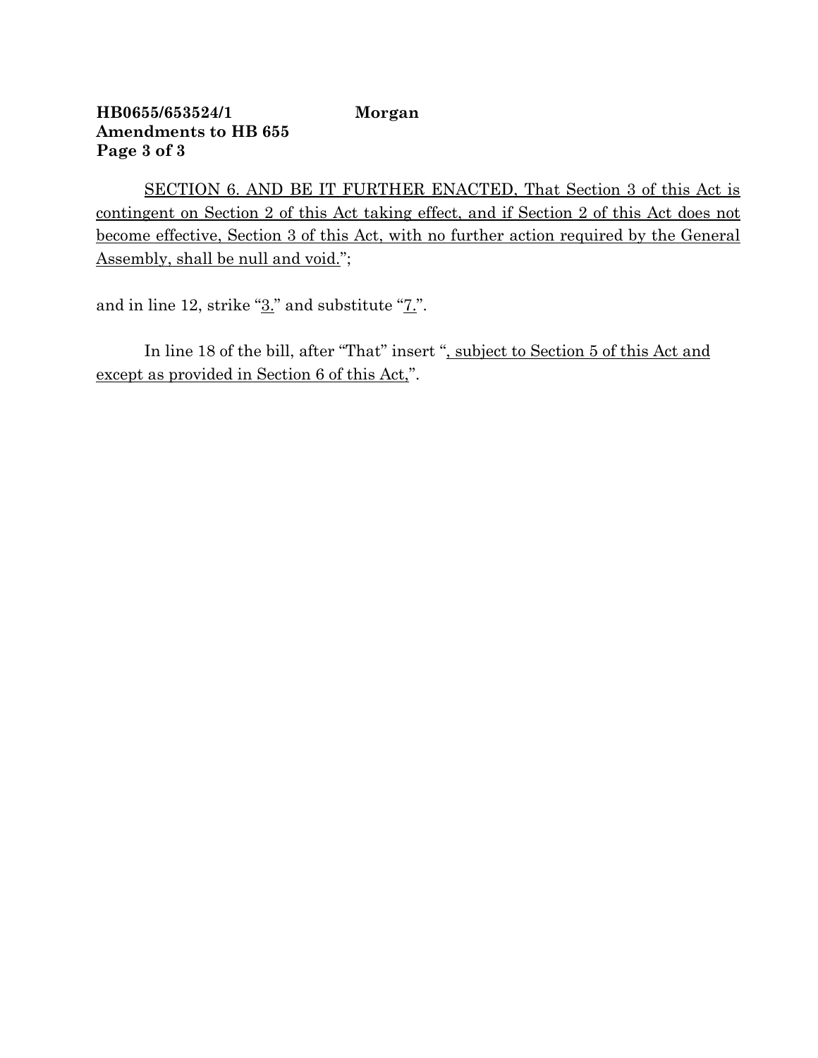SECTION 6. AND BE IT FURTHER ENACTED, That Section 3 of this Act is contingent on Section 2 of this Act taking effect, and if Section 2 of this Act does not become effective, Section 3 of this Act, with no further action required by the General Assembly, shall be null and void.";

and in line 12, strike "3." and substitute "7.".

In line 18 of the bill, after "That" insert ", subject to Section 5 of this Act and except as provided in Section 6 of this Act,".